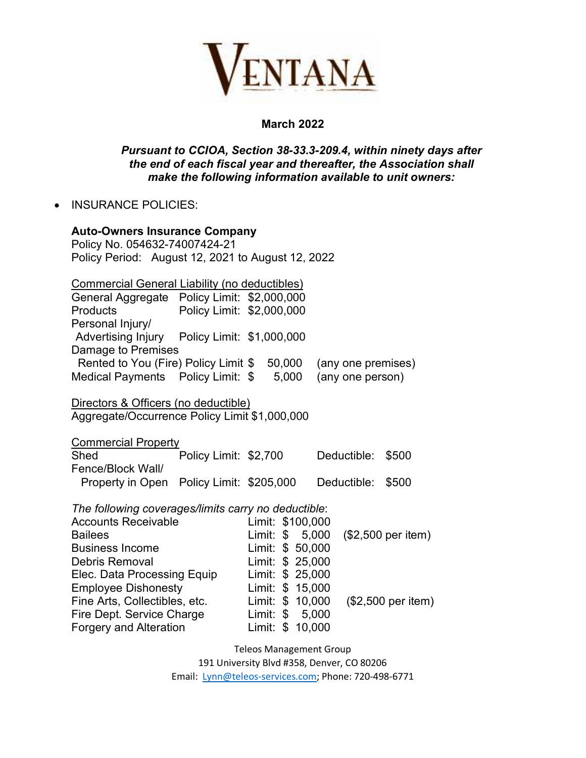# VENTANA

**March 2022**

***Pursuant to CCIOA, Section 38-33.3-209.4, within ninety days after the end of each fiscal year and thereafter, the Association shall make the following information available to unit owners:***

- INSURANCE POLICIES:

**Auto-Owners Insurance Company**
Policy No. 054632-74007424-21
Policy Period: August 12, 2021 to August 12, 2022

Commercial General Liability (no deductibles)

| Coverage | | Limit | |
|---|---|---|---|
| General Aggregate | Policy Limit: | $2,000,000 | |
| Products | Policy Limit: | $2,000,000 | |
| Personal Injury/ Advertising Injury | Policy Limit: | $1,000,000 | |
| Damage to Premises Rented to You (Fire) | Policy Limit | $ 50,000 | (any one premises) |
| Medical Payments | Policy Limit: | $ 5,000 | (any one person) |

Directors & Officers (no deductible)
Aggregate/Occurrence Policy Limit $1,000,000

Commercial Property

| Coverage | | Limit | | Deductible |
|---|---|---|---|---|
| Shed | Policy Limit: | $2,700 | Deductible: | $500 |
| Fence/Block Wall/ Property in Open | Policy Limit: | $205,000 | Deductible: | $500 |

*The following coverages/limits carry no deductible*:

| Coverage | Limit | |
|---|---|---|
| Accounts Receivable | Limit: $100,000 | |
| Bailees | Limit: $ 5,000 | ($2,500 per item) |
| Business Income | Limit: $ 50,000 | |
| Debris Removal | Limit: $ 25,000 | |
| Elec. Data Processing Equip | Limit: $ 25,000 | |
| Employee Dishonesty | Limit: $ 15,000 | |
| Fine Arts, Collectibles, etc. | Limit: $ 10,000 | ($2,500 per item) |
| Fire Dept. Service Charge | Limit: $ 5,000 | |
| Forgery and Alteration | Limit: $ 10,000 | |

Teleos Management Group
191 University Blvd #358, Denver, CO 80206
Email: Lynn@teleos-services.com; Phone: 720-498-6771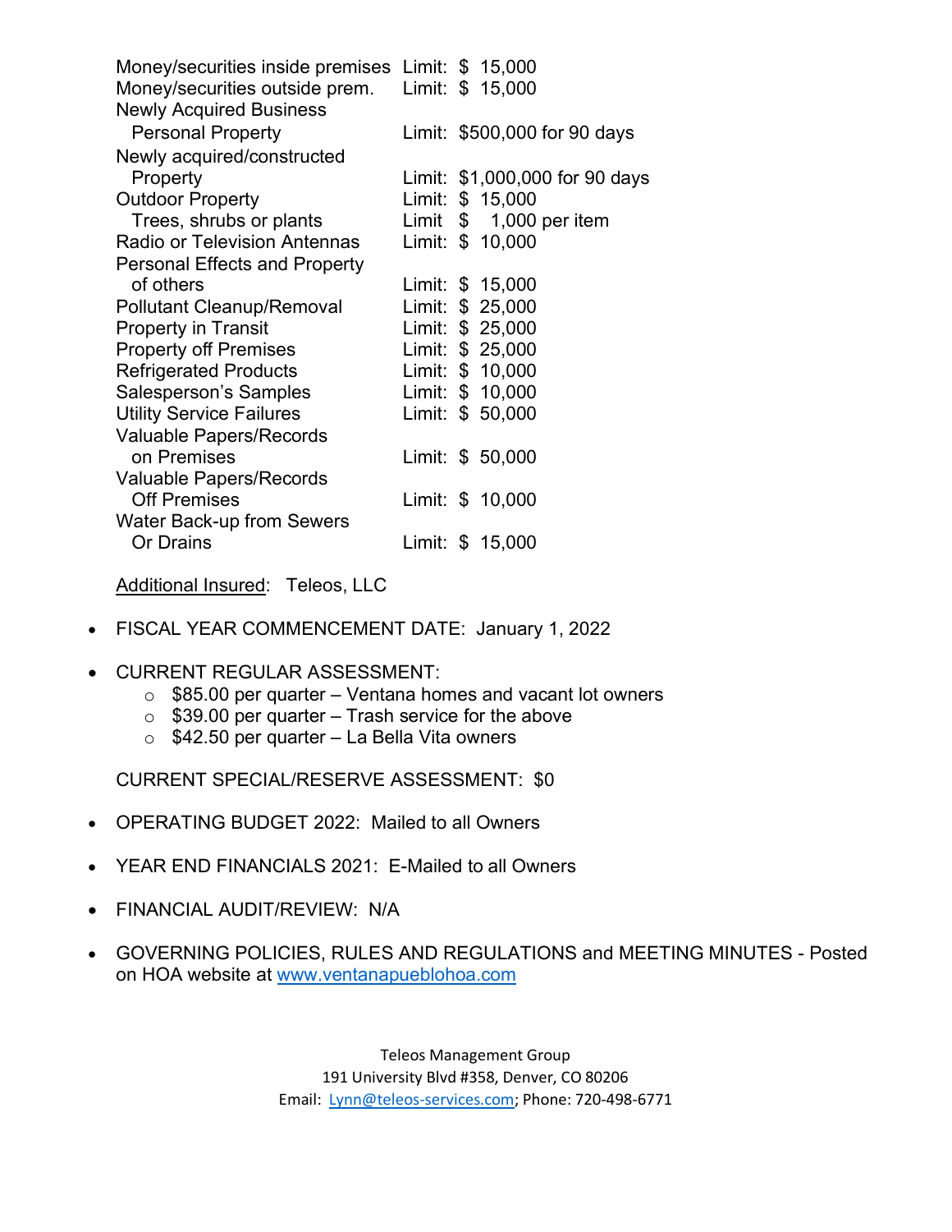| | |
|---|---|
| Money/securities inside premises | Limit: $ 15,000 |
| Money/securities outside prem. | Limit: $ 15,000 |
| Newly Acquired Business Personal Property | Limit: $500,000 for 90 days |
| Newly acquired/constructed Property | Limit: $1,000,000 for 90 days |
| Outdoor Property | Limit: $ 15,000 |
| Trees, shrubs or plants | Limit $ 1,000 per item |
| Radio or Television Antennas | Limit: $ 10,000 |
| Personal Effects and Property of others | Limit: $ 15,000 |
| Pollutant Cleanup/Removal | Limit: $ 25,000 |
| Property in Transit | Limit: $ 25,000 |
| Property off Premises | Limit: $ 25,000 |
| Refrigerated Products | Limit: $ 10,000 |
| Salesperson's Samples | Limit: $ 10,000 |
| Utility Service Failures | Limit: $ 50,000 |
| Valuable Papers/Records on Premises | Limit: $ 50,000 |
| Valuable Papers/Records Off Premises | Limit: $ 10,000 |
| Water Back-up from Sewers Or Drains | Limit: $ 15,000 |

Additional Insured: Teleos, LLC

- FISCAL YEAR COMMENCEMENT DATE: January 1, 2022
- CURRENT REGULAR ASSESSMENT:
  - $85.00 per quarter – Ventana homes and vacant lot owners
  - $39.00 per quarter – Trash service for the above
  - $42.50 per quarter – La Bella Vita owners

  CURRENT SPECIAL/RESERVE ASSESSMENT: $0

- OPERATING BUDGET 2022: Mailed to all Owners
- YEAR END FINANCIALS 2021: E-Mailed to all Owners
- FINANCIAL AUDIT/REVIEW: N/A
- GOVERNING POLICIES, RULES AND REGULATIONS and MEETING MINUTES - Posted on HOA website at www.ventanapueblohoa.com

Teleos Management Group
191 University Blvd #358, Denver, CO 80206
Email: Lynn@teleos-services.com; Phone: 720-498-6771